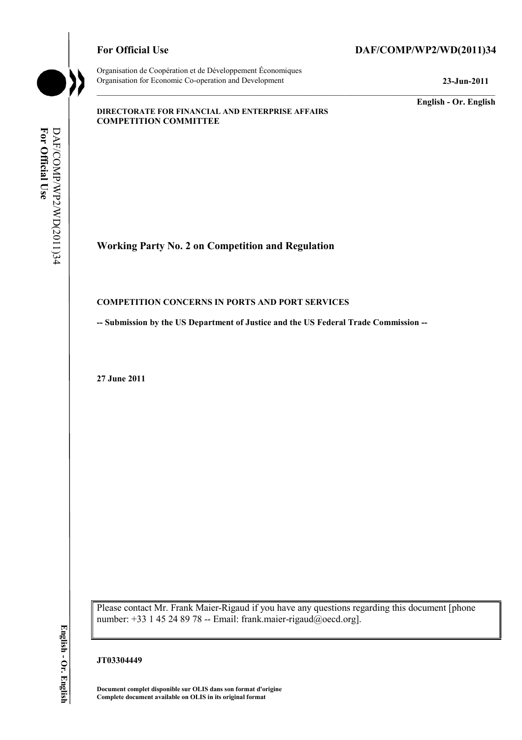**For Official Use** **DAF/COMP/WP2/WD(2011)34**

Organisation de Coopération et de Développement Économiques
Organisation for Economic Co-operation and Development **23-Jun-2011**

**English - Or. English**

**DIRECTORATE FOR FINANCIAL AND ENTERPRISE AFFAIRS**
**COMPETITION COMMITTEE**

# Working Party No. 2 on Competition and Regulation

**COMPETITION CONCERNS IN PORTS AND PORT SERVICES**

**-- Submission by the US Department of Justice and the US Federal Trade Commission --**

**27 June 2011**

Please contact Mr. Frank Maier-Rigaud if you have any questions regarding this document [phone number: +33 1 45 24 89 78 -- Email: frank.maier-rigaud@oecd.org].

**JT03304449**

**Document complet disponible sur OLIS dans son format d'origine**
**Complete document available on OLIS in its original format**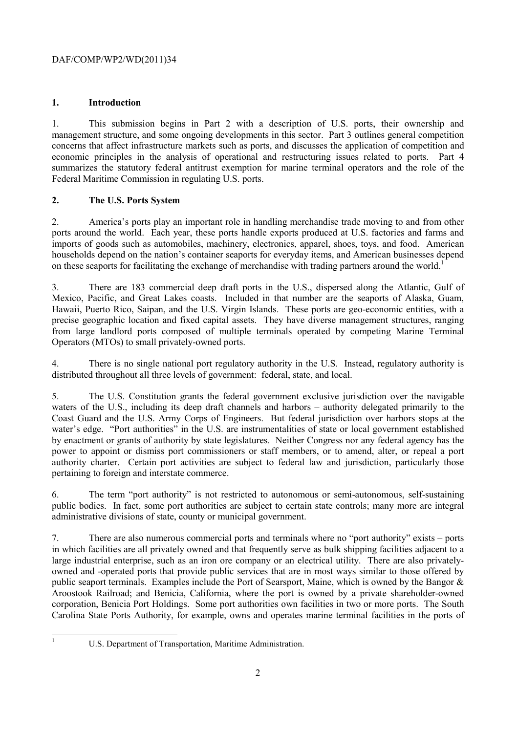## 1. Introduction

1. This submission begins in Part 2 with a description of U.S. ports, their ownership and management structure, and some ongoing developments in this sector. Part 3 outlines general competition concerns that affect infrastructure markets such as ports, and discusses the application of competition and economic principles in the analysis of operational and restructuring issues related to ports. Part 4 summarizes the statutory federal antitrust exemption for marine terminal operators and the role of the Federal Maritime Commission in regulating U.S. ports.

## 2. The U.S. Ports System

2. America's ports play an important role in handling merchandise trade moving to and from other ports around the world. Each year, these ports handle exports produced at U.S. factories and farms and imports of goods such as automobiles, machinery, electronics, apparel, shoes, toys, and food. American households depend on the nation's container seaports for everyday items, and American businesses depend on these seaports for facilitating the exchange of merchandise with trading partners around the world.[1]

3. There are 183 commercial deep draft ports in the U.S., dispersed along the Atlantic, Gulf of Mexico, Pacific, and Great Lakes coasts. Included in that number are the seaports of Alaska, Guam, Hawaii, Puerto Rico, Saipan, and the U.S. Virgin Islands. These ports are geo-economic entities, with a precise geographic location and fixed capital assets. They have diverse management structures, ranging from large landlord ports composed of multiple terminals operated by competing Marine Terminal Operators (MTOs) to small privately-owned ports.

4. There is no single national port regulatory authority in the U.S. Instead, regulatory authority is distributed throughout all three levels of government: federal, state, and local.

5. The U.S. Constitution grants the federal government exclusive jurisdiction over the navigable waters of the U.S., including its deep draft channels and harbors – authority delegated primarily to the Coast Guard and the U.S. Army Corps of Engineers. But federal jurisdiction over harbors stops at the water's edge. "Port authorities" in the U.S. are instrumentalities of state or local government established by enactment or grants of authority by state legislatures. Neither Congress nor any federal agency has the power to appoint or dismiss port commissioners or staff members, or to amend, alter, or repeal a port authority charter. Certain port activities are subject to federal law and jurisdiction, particularly those pertaining to foreign and interstate commerce.

6. The term "port authority" is not restricted to autonomous or semi-autonomous, self-sustaining public bodies. In fact, some port authorities are subject to certain state controls; many more are integral administrative divisions of state, county or municipal government.

7. There are also numerous commercial ports and terminals where no "port authority" exists – ports in which facilities are all privately owned and that frequently serve as bulk shipping facilities adjacent to a large industrial enterprise, such as an iron ore company or an electrical utility. There are also privately-owned and -operated ports that provide public services that are in most ways similar to those offered by public seaport terminals. Examples include the Port of Searsport, Maine, which is owned by the Bangor & Aroostook Railroad; and Benicia, California, where the port is owned by a private shareholder-owned corporation, Benicia Port Holdings. Some port authorities own facilities in two or more ports. The South Carolina State Ports Authority, for example, owns and operates marine terminal facilities in the ports of

---

[1] U.S. Department of Transportation, Maritime Administration.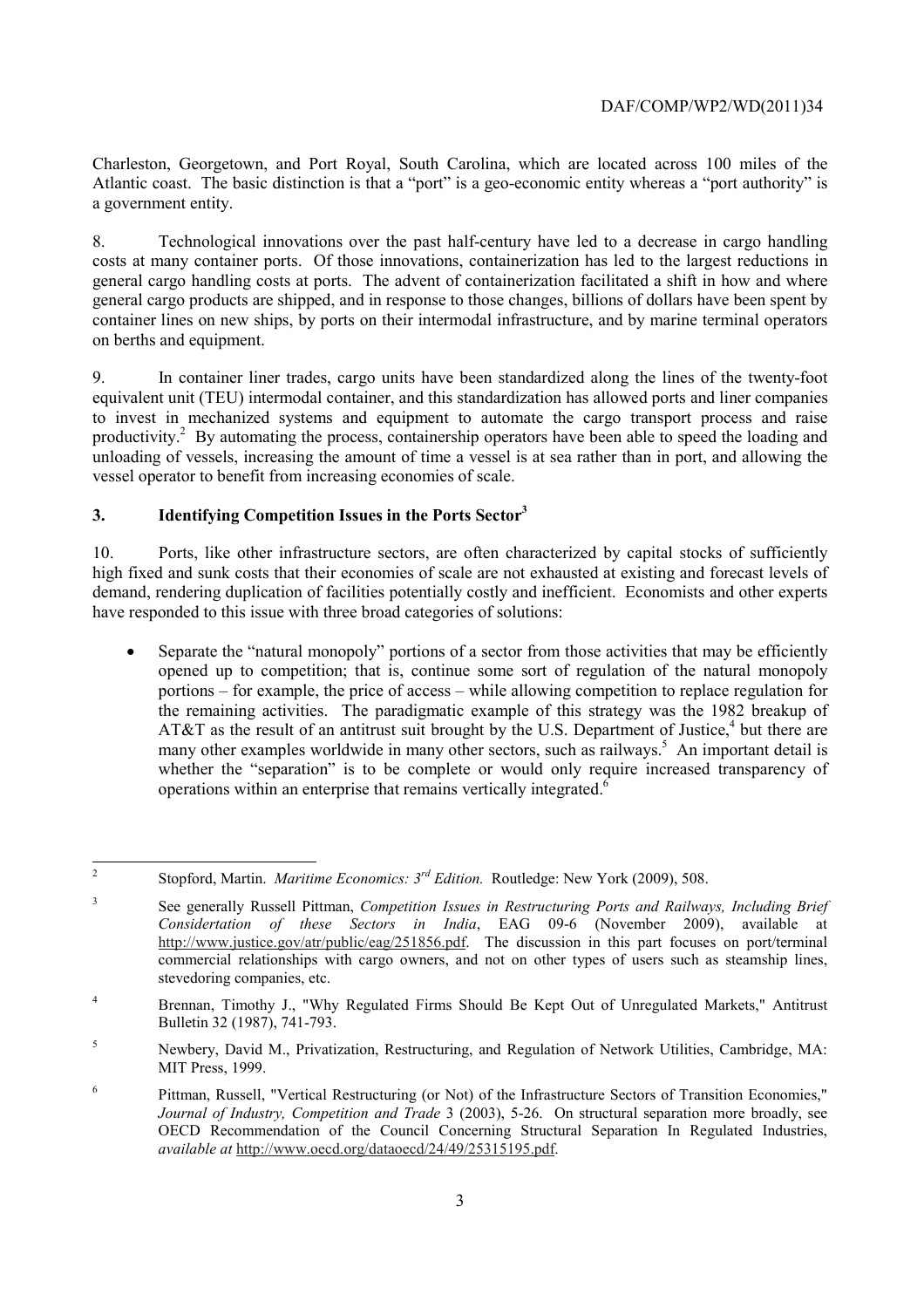Charleston, Georgetown, and Port Royal, South Carolina, which are located across 100 miles of the Atlantic coast. The basic distinction is that a "port" is a geo-economic entity whereas a "port authority" is a government entity.

8. Technological innovations over the past half-century have led to a decrease in cargo handling costs at many container ports. Of those innovations, containerization has led to the largest reductions in general cargo handling costs at ports. The advent of containerization facilitated a shift in how and where general cargo products are shipped, and in response to those changes, billions of dollars have been spent by container lines on new ships, by ports on their intermodal infrastructure, and by marine terminal operators on berths and equipment.

9. In container liner trades, cargo units have been standardized along the lines of the twenty-foot equivalent unit (TEU) intermodal container, and this standardization has allowed ports and liner companies to invest in mechanized systems and equipment to automate the cargo transport process and raise productivity.[2] By automating the process, containership operators have been able to speed the loading and unloading of vessels, increasing the amount of time a vessel is at sea rather than in port, and allowing the vessel operator to benefit from increasing economies of scale.

## 3. Identifying Competition Issues in the Ports Sector[3]

10. Ports, like other infrastructure sectors, are often characterized by capital stocks of sufficiently high fixed and sunk costs that their economies of scale are not exhausted at existing and forecast levels of demand, rendering duplication of facilities potentially costly and inefficient. Economists and other experts have responded to this issue with three broad categories of solutions:

- Separate the "natural monopoly" portions of a sector from those activities that may be efficiently opened up to competition; that is, continue some sort of regulation of the natural monopoly portions – for example, the price of access – while allowing competition to replace regulation for the remaining activities. The paradigmatic example of this strategy was the 1982 breakup of AT&T as the result of an antitrust suit brought by the U.S. Department of Justice,[4] but there are many other examples worldwide in many other sectors, such as railways.[5] An important detail is whether the "separation" is to be complete or would only require increased transparency of operations within an enterprise that remains vertically integrated.[6]

---

[2] Stopford, Martin. *Maritime Economics: 3rd Edition.* Routledge: New York (2009), 508.

[3] See generally Russell Pittman, *Competition Issues in Restructuring Ports and Railways, Including Brief Considertation of these Sectors in India*, EAG 09-6 (November 2009), available at http://www.justice.gov/atr/public/eag/251856.pdf. The discussion in this part focuses on port/terminal commercial relationships with cargo owners, and not on other types of users such as steamship lines, stevedoring companies, etc.

[4] Brennan, Timothy J., "Why Regulated Firms Should Be Kept Out of Unregulated Markets," Antitrust Bulletin 32 (1987), 741-793.

[5] Newbery, David M., Privatization, Restructuring, and Regulation of Network Utilities, Cambridge, MA: MIT Press, 1999.

[6] Pittman, Russell, "Vertical Restructuring (or Not) of the Infrastructure Sectors of Transition Economies," *Journal of Industry, Competition and Trade* 3 (2003), 5-26. On structural separation more broadly, see OECD Recommendation of the Council Concerning Structural Separation In Regulated Industries, *available at* http://www.oecd.org/dataoecd/24/49/25315195.pdf.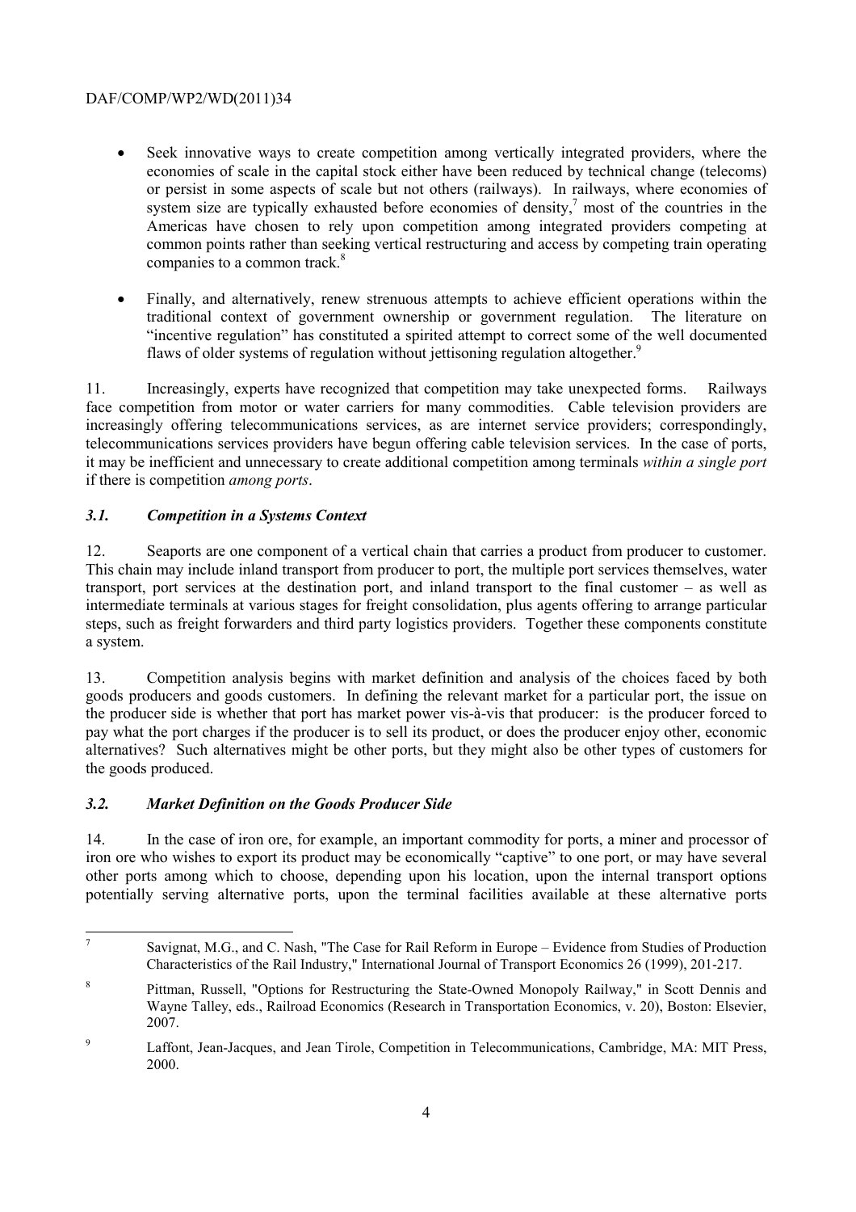- Seek innovative ways to create competition among vertically integrated providers, where the economies of scale in the capital stock either have been reduced by technical change (telecoms) or persist in some aspects of scale but not others (railways). In railways, where economies of system size are typically exhausted before economies of density,[7] most of the countries in the Americas have chosen to rely upon competition among integrated providers competing at common points rather than seeking vertical restructuring and access by competing train operating companies to a common track.[8]

- Finally, and alternatively, renew strenuous attempts to achieve efficient operations within the traditional context of government ownership or government regulation. The literature on "incentive regulation" has constituted a spirited attempt to correct some of the well documented flaws of older systems of regulation without jettisoning regulation altogether.[9]

11. Increasingly, experts have recognized that competition may take unexpected forms. Railways face competition from motor or water carriers for many commodities. Cable television providers are increasingly offering telecommunications services, as are internet service providers; correspondingly, telecommunications services providers have begun offering cable television services. In the case of ports, it may be inefficient and unnecessary to create additional competition among terminals *within a single port* if there is competition *among ports*.

### *3.1. Competition in a Systems Context*

12. Seaports are one component of a vertical chain that carries a product from producer to customer. This chain may include inland transport from producer to port, the multiple port services themselves, water transport, port services at the destination port, and inland transport to the final customer – as well as intermediate terminals at various stages for freight consolidation, plus agents offering to arrange particular steps, such as freight forwarders and third party logistics providers. Together these components constitute a system.

13. Competition analysis begins with market definition and analysis of the choices faced by both goods producers and goods customers. In defining the relevant market for a particular port, the issue on the producer side is whether that port has market power vis-à-vis that producer: is the producer forced to pay what the port charges if the producer is to sell its product, or does the producer enjoy other, economic alternatives? Such alternatives might be other ports, but they might also be other types of customers for the goods produced.

### *3.2. Market Definition on the Goods Producer Side*

14. In the case of iron ore, for example, an important commodity for ports, a miner and processor of iron ore who wishes to export its product may be economically "captive" to one port, or may have several other ports among which to choose, depending upon his location, upon the internal transport options potentially serving alternative ports, upon the terminal facilities available at these alternative ports

---

[7] Savignat, M.G., and C. Nash, "The Case for Rail Reform in Europe – Evidence from Studies of Production Characteristics of the Rail Industry," International Journal of Transport Economics 26 (1999), 201-217.

[8] Pittman, Russell, "Options for Restructuring the State-Owned Monopoly Railway," in Scott Dennis and Wayne Talley, eds., Railroad Economics (Research in Transportation Economics, v. 20), Boston: Elsevier, 2007.

[9] Laffont, Jean-Jacques, and Jean Tirole, Competition in Telecommunications, Cambridge, MA: MIT Press, 2000.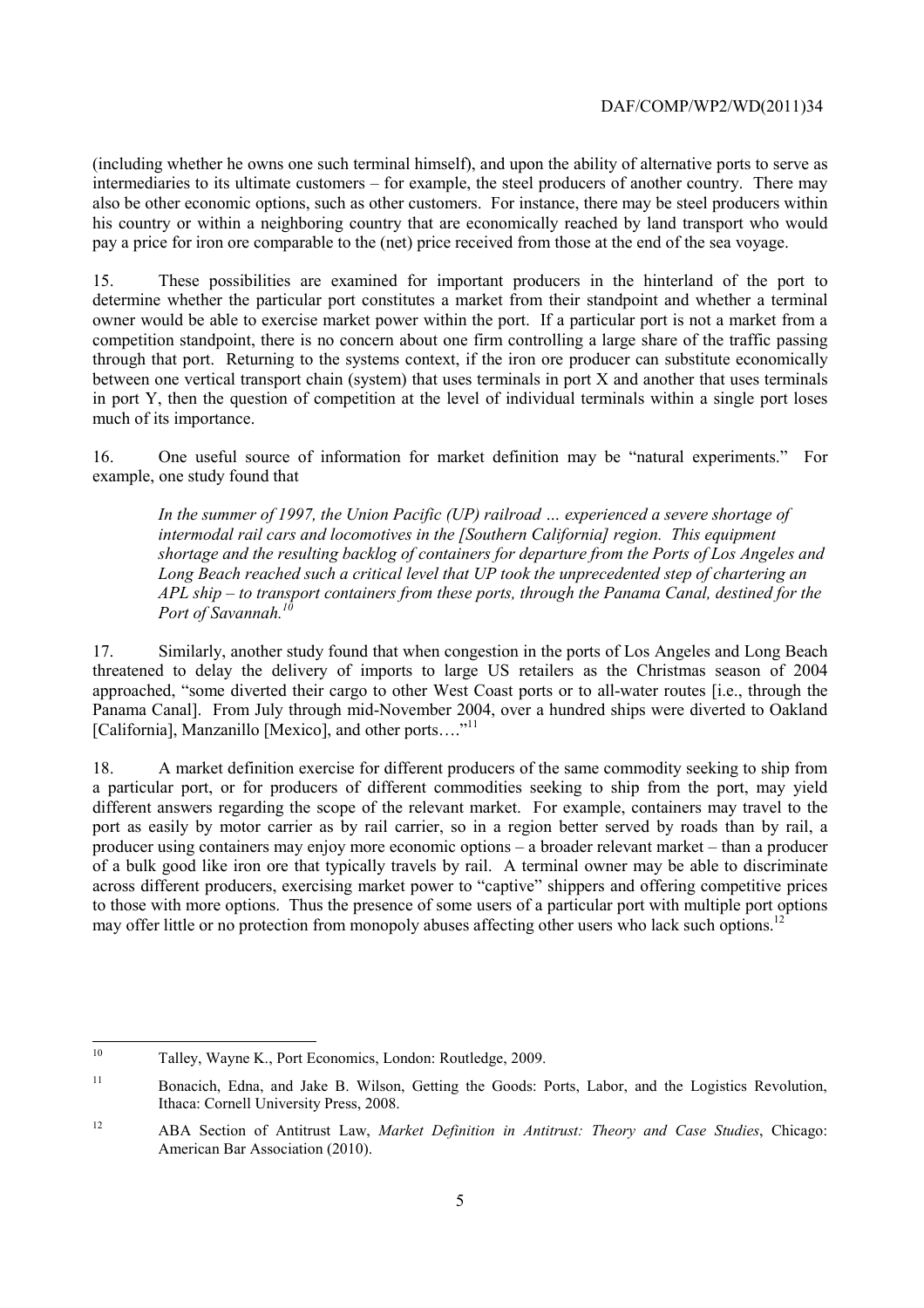(including whether he owns one such terminal himself), and upon the ability of alternative ports to serve as intermediaries to its ultimate customers – for example, the steel producers of another country. There may also be other economic options, such as other customers. For instance, there may be steel producers within his country or within a neighboring country that are economically reached by land transport who would pay a price for iron ore comparable to the (net) price received from those at the end of the sea voyage.

15. These possibilities are examined for important producers in the hinterland of the port to determine whether the particular port constitutes a market from their standpoint and whether a terminal owner would be able to exercise market power within the port. If a particular port is not a market from a competition standpoint, there is no concern about one firm controlling a large share of the traffic passing through that port. Returning to the systems context, if the iron ore producer can substitute economically between one vertical transport chain (system) that uses terminals in port X and another that uses terminals in port Y, then the question of competition at the level of individual terminals within a single port loses much of its importance.

16. One useful source of information for market definition may be "natural experiments." For example, one study found that

> *In the summer of 1997, the Union Pacific (UP) railroad … experienced a severe shortage of intermodal rail cars and locomotives in the [Southern California] region. This equipment shortage and the resulting backlog of containers for departure from the Ports of Los Angeles and Long Beach reached such a critical level that UP took the unprecedented step of chartering an APL ship – to transport containers from these ports, through the Panama Canal, destined for the Port of Savannah.*[10]

17. Similarly, another study found that when congestion in the ports of Los Angeles and Long Beach threatened to delay the delivery of imports to large US retailers as the Christmas season of 2004 approached, "some diverted their cargo to other West Coast ports or to all-water routes [i.e., through the Panama Canal]. From July through mid-November 2004, over a hundred ships were diverted to Oakland [California], Manzanillo [Mexico], and other ports…."[11]

18. A market definition exercise for different producers of the same commodity seeking to ship from a particular port, or for producers of different commodities seeking to ship from the port, may yield different answers regarding the scope of the relevant market. For example, containers may travel to the port as easily by motor carrier as by rail carrier, so in a region better served by roads than by rail, a producer using containers may enjoy more economic options – a broader relevant market – than a producer of a bulk good like iron ore that typically travels by rail. A terminal owner may be able to discriminate across different producers, exercising market power to "captive" shippers and offering competitive prices to those with more options. Thus the presence of some users of a particular port with multiple port options may offer little or no protection from monopoly abuses affecting other users who lack such options.[12]

---

[10] Talley, Wayne K., Port Economics, London: Routledge, 2009.

[11] Bonacich, Edna, and Jake B. Wilson, Getting the Goods: Ports, Labor, and the Logistics Revolution, Ithaca: Cornell University Press, 2008.

[12] ABA Section of Antitrust Law, *Market Definition in Antitrust: Theory and Case Studies*, Chicago: American Bar Association (2010).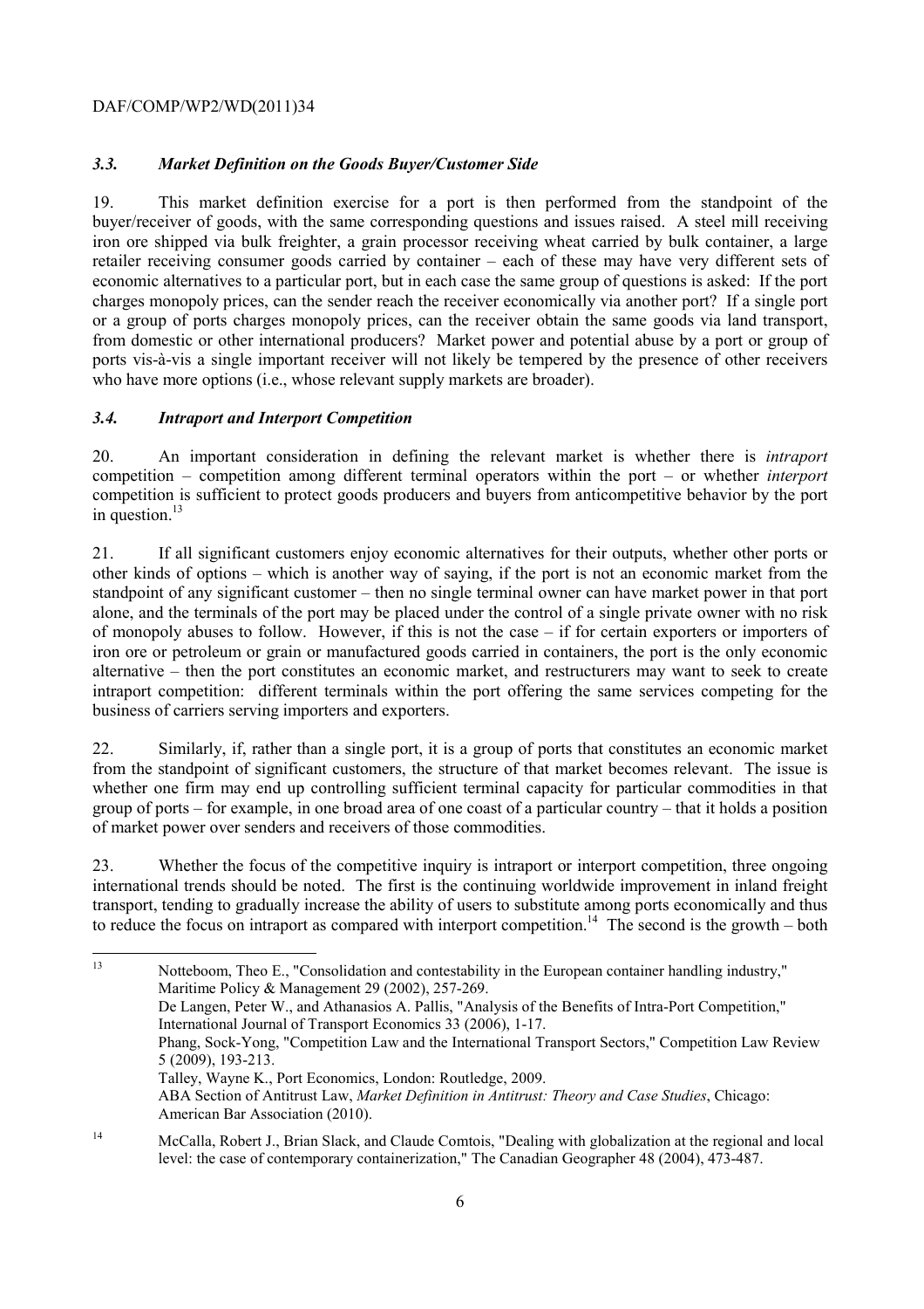### *3.3. Market Definition on the Goods Buyer/Customer Side*

19. This market definition exercise for a port is then performed from the standpoint of the buyer/receiver of goods, with the same corresponding questions and issues raised. A steel mill receiving iron ore shipped via bulk freighter, a grain processor receiving wheat carried by bulk container, a large retailer receiving consumer goods carried by container – each of these may have very different sets of economic alternatives to a particular port, but in each case the same group of questions is asked: If the port charges monopoly prices, can the sender reach the receiver economically via another port? If a single port or a group of ports charges monopoly prices, can the receiver obtain the same goods via land transport, from domestic or other international producers? Market power and potential abuse by a port or group of ports vis-à-vis a single important receiver will not likely be tempered by the presence of other receivers who have more options (i.e., whose relevant supply markets are broader).

### *3.4. Intraport and Interport Competition*

20. An important consideration in defining the relevant market is whether there is *intraport* competition – competition among different terminal operators within the port – or whether *interport* competition is sufficient to protect goods producers and buyers from anticompetitive behavior by the port in question.[13]

21. If all significant customers enjoy economic alternatives for their outputs, whether other ports or other kinds of options – which is another way of saying, if the port is not an economic market from the standpoint of any significant customer – then no single terminal owner can have market power in that port alone, and the terminals of the port may be placed under the control of a single private owner with no risk of monopoly abuses to follow. However, if this is not the case – if for certain exporters or importers of iron ore or petroleum or grain or manufactured goods carried in containers, the port is the only economic alternative – then the port constitutes an economic market, and restructurers may want to seek to create intraport competition: different terminals within the port offering the same services competing for the business of carriers serving importers and exporters.

22. Similarly, if, rather than a single port, it is a group of ports that constitutes an economic market from the standpoint of significant customers, the structure of that market becomes relevant. The issue is whether one firm may end up controlling sufficient terminal capacity for particular commodities in that group of ports – for example, in one broad area of one coast of a particular country – that it holds a position of market power over senders and receivers of those commodities.

23. Whether the focus of the competitive inquiry is intraport or interport competition, three ongoing international trends should be noted. The first is the continuing worldwide improvement in inland freight transport, tending to gradually increase the ability of users to substitute among ports economically and thus to reduce the focus on intraport as compared with interport competition.[14] The second is the growth – both

---

[13] Notteboom, Theo E., "Consolidation and contestability in the European container handling industry," Maritime Policy & Management 29 (2002), 257-269.
De Langen, Peter W., and Athanasios A. Pallis, "Analysis of the Benefits of Intra-Port Competition," International Journal of Transport Economics 33 (2006), 1-17.
Phang, Sock-Yong, "Competition Law and the International Transport Sectors," Competition Law Review 5 (2009), 193-213.
Talley, Wayne K., Port Economics, London: Routledge, 2009.
ABA Section of Antitrust Law, *Market Definition in Antitrust: Theory and Case Studies*, Chicago: American Bar Association (2010).

[14] McCalla, Robert J., Brian Slack, and Claude Comtois, "Dealing with globalization at the regional and local level: the case of contemporary containerization," The Canadian Geographer 48 (2004), 473-487.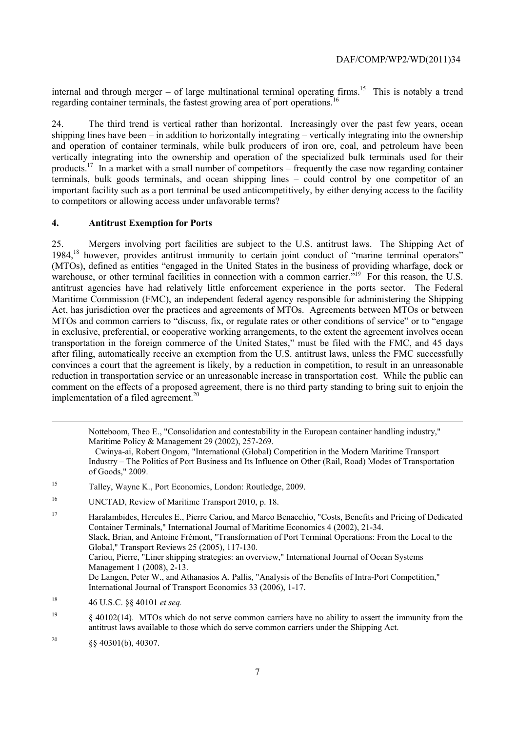internal and through merger – of large multinational terminal operating firms.[15] This is notably a trend regarding container terminals, the fastest growing area of port operations.[16]

24. The third trend is vertical rather than horizontal. Increasingly over the past few years, ocean shipping lines have been – in addition to horizontally integrating – vertically integrating into the ownership and operation of container terminals, while bulk producers of iron ore, coal, and petroleum have been vertically integrating into the ownership and operation of the specialized bulk terminals used for their products.[17] In a market with a small number of competitors – frequently the case now regarding container terminals, bulk goods terminals, and ocean shipping lines – could control by one competitor of an important facility such as a port terminal be used anticompetitively, by either denying access to the facility to competitors or allowing access under unfavorable terms?

## 4. Antitrust Exemption for Ports

25. Mergers involving port facilities are subject to the U.S. antitrust laws. The Shipping Act of 1984,[18] however, provides antitrust immunity to certain joint conduct of "marine terminal operators" (MTOs), defined as entities "engaged in the United States in the business of providing wharfage, dock or warehouse, or other terminal facilities in connection with a common carrier."[19] For this reason, the U.S. antitrust agencies have had relatively little enforcement experience in the ports sector. The Federal Maritime Commission (FMC), an independent federal agency responsible for administering the Shipping Act, has jurisdiction over the practices and agreements of MTOs. Agreements between MTOs or between MTOs and common carriers to "discuss, fix, or regulate rates or other conditions of service" or to "engage in exclusive, preferential, or cooperative working arrangements, to the extent the agreement involves ocean transportation in the foreign commerce of the United States," must be filed with the FMC, and 45 days after filing, automatically receive an exemption from the U.S. antitrust laws, unless the FMC successfully convinces a court that the agreement is likely, by a reduction in competition, to result in an unreasonable reduction in transportation service or an unreasonable increase in transportation cost. While the public can comment on the effects of a proposed agreement, there is no third party standing to bring suit to enjoin the implementation of a filed agreement.[20]

---

Notteboom, Theo E., "Consolidation and contestability in the European container handling industry," Maritime Policy & Management 29 (2002), 257-269.
Cwinya-ai, Robert Ongom, "International (Global) Competition in the Modern Maritime Transport Industry – The Politics of Port Business and Its Influence on Other (Rail, Road) Modes of Transportation of Goods," 2009.

[15] Talley, Wayne K., Port Economics, London: Routledge, 2009.

[16] UNCTAD, Review of Maritime Transport 2010, p. 18.

[17] Haralambides, Hercules E., Pierre Cariou, and Marco Benacchio, "Costs, Benefits and Pricing of Dedicated Container Terminals," International Journal of Maritime Economics 4 (2002), 21-34.
Slack, Brian, and Antoine Frémont, "Transformation of Port Terminal Operations: From the Local to the Global," Transport Reviews 25 (2005), 117-130.
Cariou, Pierre, "Liner shipping strategies: an overview," International Journal of Ocean Systems Management 1 (2008), 2-13.
De Langen, Peter W., and Athanasios A. Pallis, "Analysis of the Benefits of Intra-Port Competition," International Journal of Transport Economics 33 (2006), 1-17.

[18] 46 U.S.C. §§ 40101 *et seq.*

[19] § 40102(14). MTOs which do not serve common carriers have no ability to assert the immunity from the antitrust laws available to those which do serve common carriers under the Shipping Act.

[20] §§ 40301(b), 40307.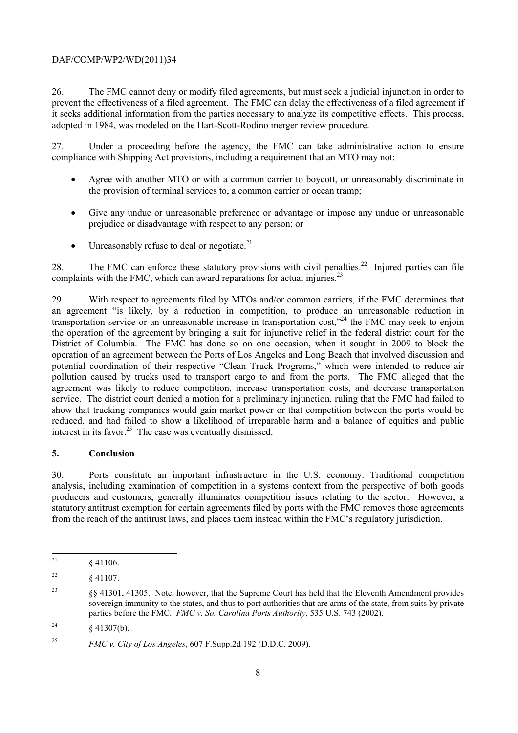26. The FMC cannot deny or modify filed agreements, but must seek a judicial injunction in order to prevent the effectiveness of a filed agreement. The FMC can delay the effectiveness of a filed agreement if it seeks additional information from the parties necessary to analyze its competitive effects. This process, adopted in 1984, was modeled on the Hart-Scott-Rodino merger review procedure.

27. Under a proceeding before the agency, the FMC can take administrative action to ensure compliance with Shipping Act provisions, including a requirement that an MTO may not:

- Agree with another MTO or with a common carrier to boycott, or unreasonably discriminate in the provision of terminal services to, a common carrier or ocean tramp;
- Give any undue or unreasonable preference or advantage or impose any undue or unreasonable prejudice or disadvantage with respect to any person; or
- Unreasonably refuse to deal or negotiate.[21]

28. The FMC can enforce these statutory provisions with civil penalties.[22] Injured parties can file complaints with the FMC, which can award reparations for actual injuries.[23]

29. With respect to agreements filed by MTOs and/or common carriers, if the FMC determines that an agreement "is likely, by a reduction in competition, to produce an unreasonable reduction in transportation service or an unreasonable increase in transportation cost,"[24] the FMC may seek to enjoin the operation of the agreement by bringing a suit for injunctive relief in the federal district court for the District of Columbia. The FMC has done so on one occasion, when it sought in 2009 to block the operation of an agreement between the Ports of Los Angeles and Long Beach that involved discussion and potential coordination of their respective "Clean Truck Programs," which were intended to reduce air pollution caused by trucks used to transport cargo to and from the ports. The FMC alleged that the agreement was likely to reduce competition, increase transportation costs, and decrease transportation service. The district court denied a motion for a preliminary injunction, ruling that the FMC had failed to show that trucking companies would gain market power or that competition between the ports would be reduced, and had failed to show a likelihood of irreparable harm and a balance of equities and public interest in its favor.[25] The case was eventually dismissed.

## 5. Conclusion

30. Ports constitute an important infrastructure in the U.S. economy. Traditional competition analysis, including examination of competition in a systems context from the perspective of both goods producers and customers, generally illuminates competition issues relating to the sector. However, a statutory antitrust exemption for certain agreements filed by ports with the FMC removes those agreements from the reach of the antitrust laws, and places them instead within the FMC's regulatory jurisdiction.

---

[21] § 41106.

[22] § 41107.

[23] §§ 41301, 41305. Note, however, that the Supreme Court has held that the Eleventh Amendment provides sovereign immunity to the states, and thus to port authorities that are arms of the state, from suits by private parties before the FMC. *FMC v. So. Carolina Ports Authority*, 535 U.S. 743 (2002).

[24] § 41307(b).

[25] *FMC v. City of Los Angeles*, 607 F.Supp.2d 192 (D.D.C. 2009).